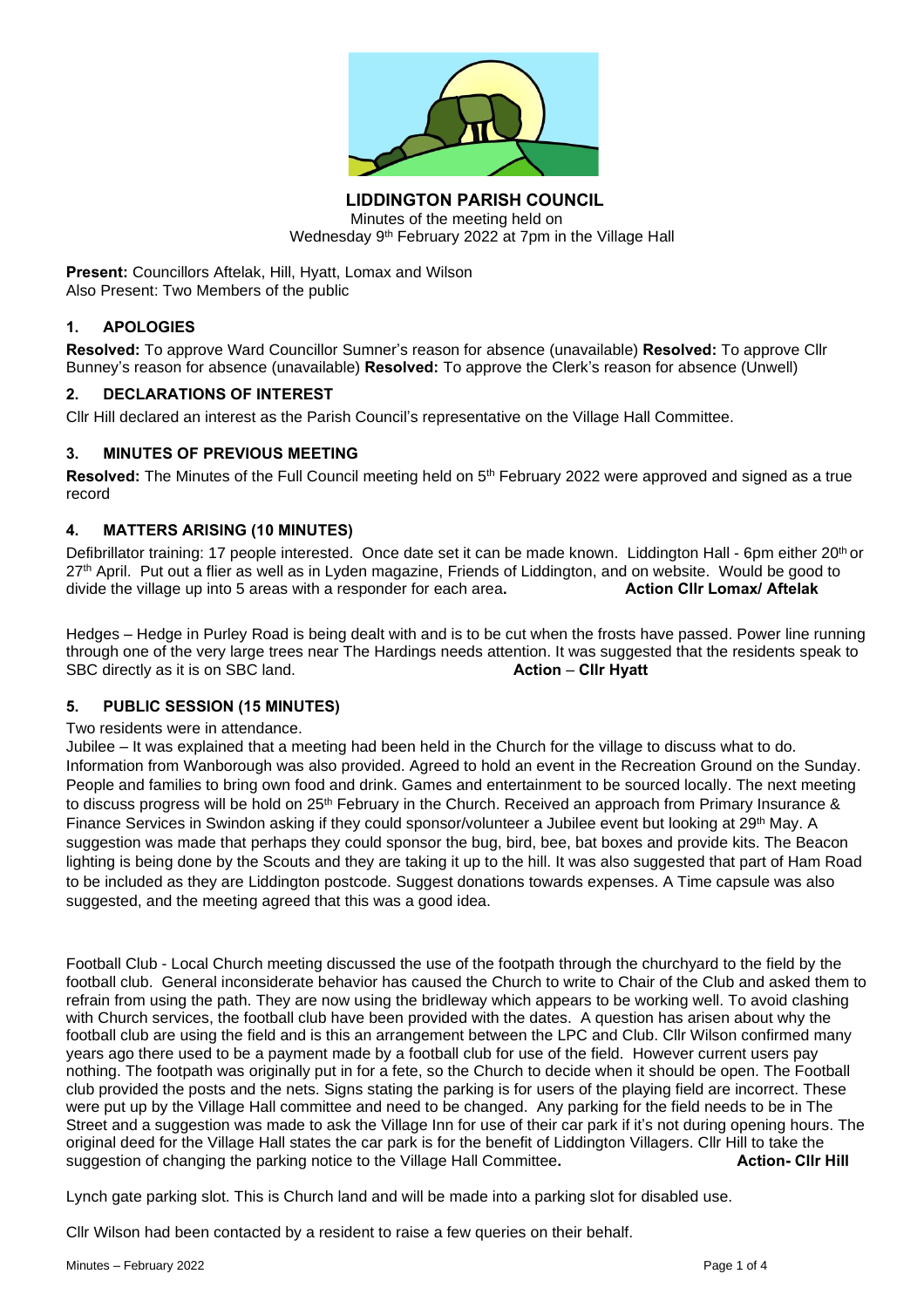**LIDDINGTON PARISH COUNCIL**

Minutes of the meeting held on
Wednesday 9th February 2022 at 7pm in the Village Hall

**Present:** Councillors Aftelak, Hill, Hyatt, Lomax and Wilson
Also Present: Two Members of the public

## 1. APOLOGIES

**Resolved:** To approve Ward Councillor Sumner's reason for absence (unavailable) **Resolved:** To approve Cllr Bunney's reason for absence (unavailable) **Resolved:** To approve the Clerk's reason for absence (Unwell)

## 2. DECLARATIONS OF INTEREST

Cllr Hill declared an interest as the Parish Council's representative on the Village Hall Committee.

## 3. MINUTES OF PREVIOUS MEETING

**Resolved:** The Minutes of the Full Council meeting held on 5th February 2022 were approved and signed as a true record

## 4. MATTERS ARISING (10 MINUTES)

Defibrillator training: 17 people interested. Once date set it can be made known. Liddington Hall - 6pm either 20th or 27th April. Put out a flier as well as in Lyden magazine, Friends of Liddington, and on website. Would be good to divide the village up into 5 areas with a responder for each area**.** **Action Cllr Lomax/ Aftelak**

Hedges – Hedge in Purley Road is being dealt with and is to be cut when the frosts have passed. Power line running through one of the very large trees near The Hardings needs attention. It was suggested that the residents speak to SBC directly as it is on SBC land. **Action** – **Cllr Hyatt**

## 5. PUBLIC SESSION (15 MINUTES)

Two residents were in attendance.

Jubilee – It was explained that a meeting had been held in the Church for the village to discuss what to do. Information from Wanborough was also provided. Agreed to hold an event in the Recreation Ground on the Sunday. People and families to bring own food and drink. Games and entertainment to be sourced locally. The next meeting to discuss progress will be hold on 25th February in the Church. Received an approach from Primary Insurance & Finance Services in Swindon asking if they could sponsor/volunteer a Jubilee event but looking at 29th May. A suggestion was made that perhaps they could sponsor the bug, bird, bee, bat boxes and provide kits. The Beacon lighting is being done by the Scouts and they are taking it up to the hill. It was also suggested that part of Ham Road to be included as they are Liddington postcode. Suggest donations towards expenses. A Time capsule was also suggested, and the meeting agreed that this was a good idea.

Football Club - Local Church meeting discussed the use of the footpath through the churchyard to the field by the football club. General inconsiderate behavior has caused the Church to write to Chair of the Club and asked them to refrain from using the path. They are now using the bridleway which appears to be working well. To avoid clashing with Church services, the football club have been provided with the dates. A question has arisen about why the football club are using the field and is this an arrangement between the LPC and Club. Cllr Wilson confirmed many years ago there used to be a payment made by a football club for use of the field. However current users pay nothing. The footpath was originally put in for a fete, so the Church to decide when it should be open. The Football club provided the posts and the nets. Signs stating the parking is for users of the playing field are incorrect. These were put up by the Village Hall committee and need to be changed. Any parking for the field needs to be in The Street and a suggestion was made to ask the Village Inn for use of their car park if it's not during opening hours. The original deed for the Village Hall states the car park is for the benefit of Liddington Villagers. Cllr Hill to take the suggestion of changing the parking notice to the Village Hall Committee**.** **Action- Cllr Hill**

Lynch gate parking slot. This is Church land and will be made into a parking slot for disabled use.

Cllr Wilson had been contacted by a resident to raise a few queries on their behalf.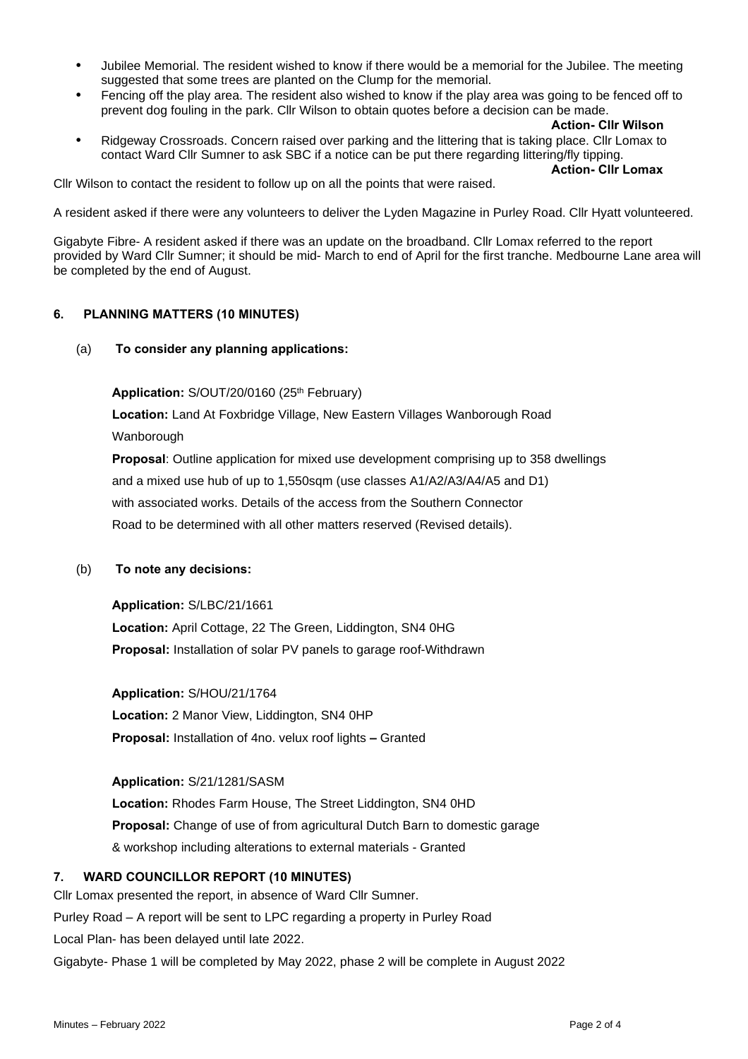- Jubilee Memorial. The resident wished to know if there would be a memorial for the Jubilee. The meeting suggested that some trees are planted on the Clump for the memorial.
- Fencing off the play area. The resident also wished to know if the play area was going to be fenced off to prevent dog fouling in the park. Cllr Wilson to obtain quotes before a decision can be made.

**Action- Cllr Wilson**

- Ridgeway Crossroads. Concern raised over parking and the littering that is taking place. Cllr Lomax to contact Ward Cllr Sumner to ask SBC if a notice can be put there regarding littering/fly tipping.

**Action- Cllr Lomax**

Cllr Wilson to contact the resident to follow up on all the points that were raised.

A resident asked if there were any volunteers to deliver the Lyden Magazine in Purley Road. Cllr Hyatt volunteered.

Gigabyte Fibre- A resident asked if there was an update on the broadband. Cllr Lomax referred to the report provided by Ward Cllr Sumner; it should be mid- March to end of April for the first tranche. Medbourne Lane area will be completed by the end of August.

## 6. PLANNING MATTERS (10 MINUTES)

(a) **To consider any planning applications:**

**Application:** S/OUT/20/0160 (25th February)

**Location:** Land At Foxbridge Village, New Eastern Villages Wanborough Road Wanborough

**Proposal**: Outline application for mixed use development comprising up to 358 dwellings and a mixed use hub of up to 1,550sqm (use classes A1/A2/A3/A4/A5 and D1) with associated works. Details of the access from the Southern Connector Road to be determined with all other matters reserved (Revised details).

(b) **To note any decisions:**

**Application:** S/LBC/21/1661

**Location:** April Cottage, 22 The Green, Liddington, SN4 0HG

**Proposal:** Installation of solar PV panels to garage roof-Withdrawn

**Application:** S/HOU/21/1764

**Location:** 2 Manor View, Liddington, SN4 0HP

**Proposal:** Installation of 4no. velux roof lights **–** Granted

**Application:** S/21/1281/SASM

**Location:** Rhodes Farm House, The Street Liddington, SN4 0HD

**Proposal:** Change of use of from agricultural Dutch Barn to domestic garage & workshop including alterations to external materials - Granted

## 7. WARD COUNCILLOR REPORT (10 MINUTES)

Cllr Lomax presented the report, in absence of Ward Cllr Sumner.

Purley Road – A report will be sent to LPC regarding a property in Purley Road

Local Plan- has been delayed until late 2022.

Gigabyte- Phase 1 will be completed by May 2022, phase 2 will be complete in August 2022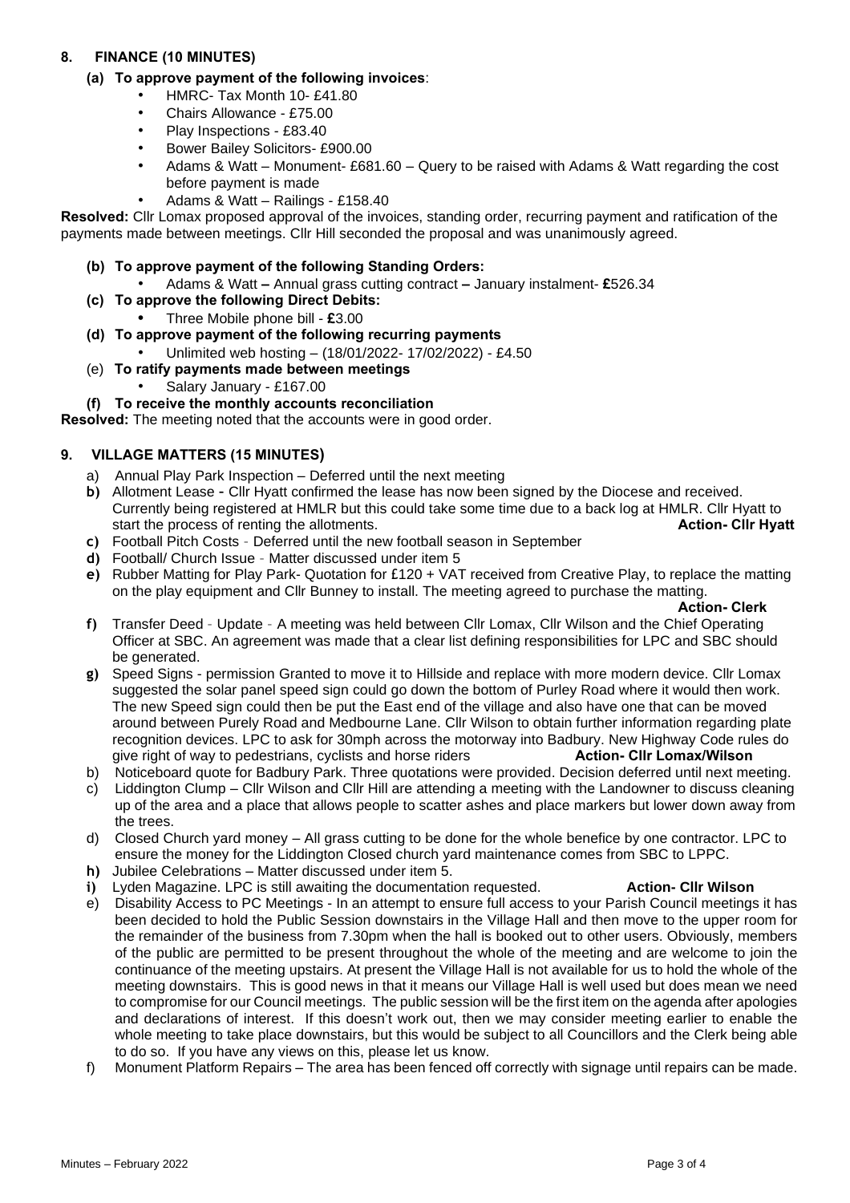## 8. FINANCE (10 MINUTES)

**(a) To approve payment of the following invoices**:

- HMRC- Tax Month 10- £41.80
- Chairs Allowance - £75.00
- Play Inspections - £83.40
- Bower Bailey Solicitors- £900.00
- Adams & Watt – Monument- £681.60 – Query to be raised with Adams & Watt regarding the cost before payment is made
- Adams & Watt – Railings - £158.40

**Resolved:** Cllr Lomax proposed approval of the invoices, standing order, recurring payment and ratification of the payments made between meetings. Cllr Hill seconded the proposal and was unanimously agreed.

**(b) To approve payment of the following Standing Orders:**

- Adams & Watt **–** Annual grass cutting contract **–** January instalment- **£**526.34

**(c) To approve the following Direct Debits:**

- Three Mobile phone bill - **£**3.00

**(d) To approve payment of the following recurring payments**

- Unlimited web hosting – (18/01/2022- 17/02/2022) - £4.50

(e) **To ratify payments made between meetings**

- Salary January - £167.00

**(f) To receive the monthly accounts reconciliation**

**Resolved:** The meeting noted that the accounts were in good order.

## 9. VILLAGE MATTERS (15 MINUTES)

a) Annual Play Park Inspection – Deferred until the next meeting

**b)** Allotment Lease - Cllr Hyatt confirmed the lease has now been signed by the Diocese and received. Currently being registered at HMLR but this could take some time due to a back log at HMLR. Cllr Hyatt to start the process of renting the allotments. **Action- Cllr Hyatt**

**c)** Football Pitch Costs - Deferred until the new football season in September

**d)** Football/ Church Issue - Matter discussed under item 5

**e)** Rubber Matting for Play Park- Quotation for £120 + VAT received from Creative Play, to replace the matting on the play equipment and Cllr Bunney to install. The meeting agreed to purchase the matting. **Action- Clerk**

**f)** Transfer Deed - Update - A meeting was held between Cllr Lomax, Cllr Wilson and the Chief Operating Officer at SBC. An agreement was made that a clear list defining responsibilities for LPC and SBC should be generated.

**g)** Speed Signs - permission Granted to move it to Hillside and replace with more modern device. Cllr Lomax suggested the solar panel speed sign could go down the bottom of Purley Road where it would then work. The new Speed sign could then be put the East end of the village and also have one that can be moved around between Purely Road and Medbourne Lane. Cllr Wilson to obtain further information regarding plate recognition devices. LPC to ask for 30mph across the motorway into Badbury. New Highway Code rules do give right of way to pedestrians, cyclists and horse riders **Action- Cllr Lomax/Wilson**

b) Noticeboard quote for Badbury Park. Three quotations were provided. Decision deferred until next meeting.

c) Liddington Clump – Cllr Wilson and Cllr Hill are attending a meeting with the Landowner to discuss cleaning up of the area and a place that allows people to scatter ashes and place markers but lower down away from the trees.

d) Closed Church yard money – All grass cutting to be done for the whole benefice by one contractor. LPC to ensure the money for the Liddington Closed church yard maintenance comes from SBC to LPPC.

**h)** Jubilee Celebrations – Matter discussed under item 5.

**i)** Lyden Magazine. LPC is still awaiting the documentation requested. **Action- Cllr Wilson**

e) Disability Access to PC Meetings - In an attempt to ensure full access to your Parish Council meetings it has been decided to hold the Public Session downstairs in the Village Hall and then move to the upper room for the remainder of the business from 7.30pm when the hall is booked out to other users. Obviously, members of the public are permitted to be present throughout the whole of the meeting and are welcome to join the continuance of the meeting upstairs. At present the Village Hall is not available for us to hold the whole of the meeting downstairs. This is good news in that it means our Village Hall is well used but does mean we need to compromise for our Council meetings. The public session will be the first item on the agenda after apologies and declarations of interest. If this doesn't work out, then we may consider meeting earlier to enable the whole meeting to take place downstairs, but this would be subject to all Councillors and the Clerk being able to do so. If you have any views on this, please let us know.

f) Monument Platform Repairs – The area has been fenced off correctly with signage until repairs can be made.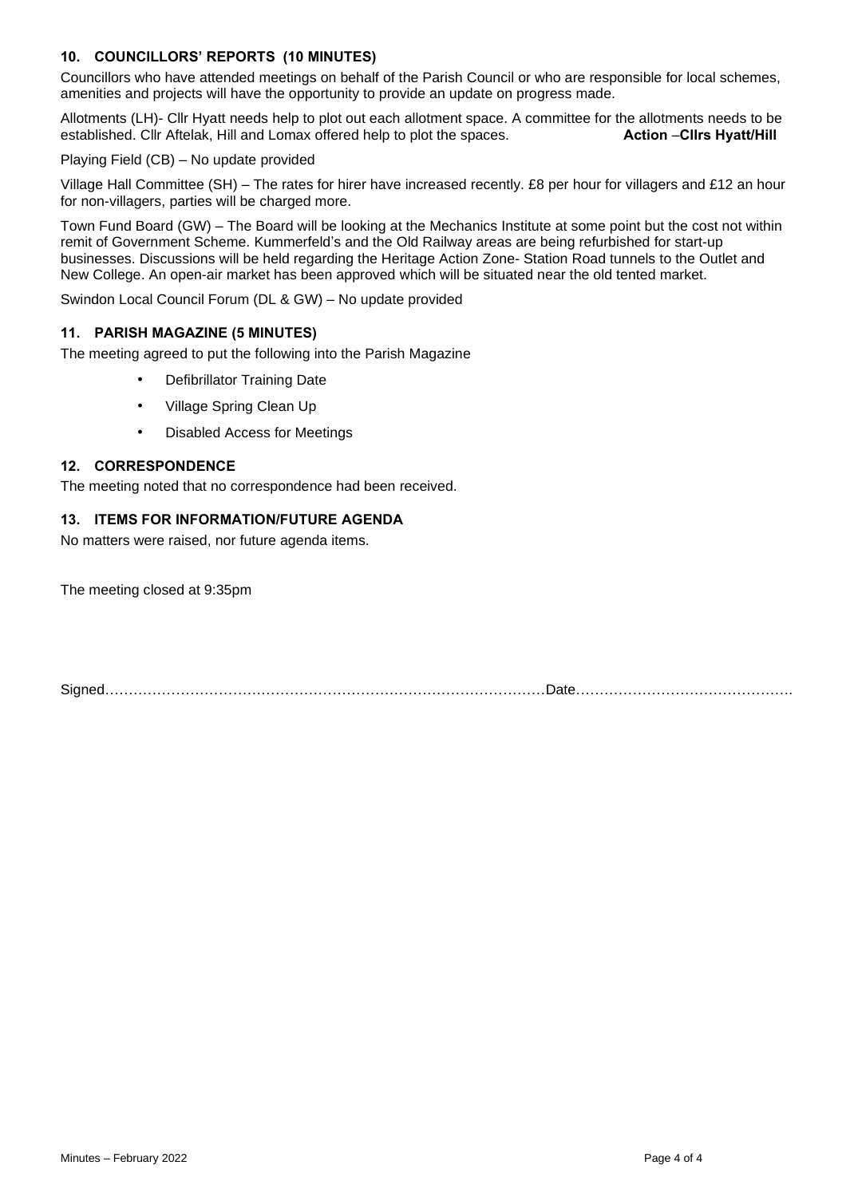### 10. COUNCILLORS' REPORTS (10 MINUTES)

Councillors who have attended meetings on behalf of the Parish Council or who are responsible for local schemes, amenities and projects will have the opportunity to provide an update on progress made.

Allotments (LH)- Cllr Hyatt needs help to plot out each allotment space. A committee for the allotments needs to be established. Cllr Aftelak, Hill and Lomax offered help to plot the spaces. **Action –Cllrs Hyatt/Hill**

Playing Field (CB) – No update provided

Village Hall Committee (SH) – The rates for hirer have increased recently. £8 per hour for villagers and £12 an hour for non-villagers, parties will be charged more.

Town Fund Board (GW) – The Board will be looking at the Mechanics Institute at some point but the cost not within remit of Government Scheme. Kummerfeld's and the Old Railway areas are being refurbished for start-up businesses. Discussions will be held regarding the Heritage Action Zone- Station Road tunnels to the Outlet and New College. An open-air market has been approved which will be situated near the old tented market.

Swindon Local Council Forum (DL & GW) – No update provided

### 11. PARISH MAGAZINE (5 MINUTES)

The meeting agreed to put the following into the Parish Magazine

- Defibrillator Training Date
- Village Spring Clean Up
- Disabled Access for Meetings

### 12. CORRESPONDENCE

The meeting noted that no correspondence had been received.

### 13. ITEMS FOR INFORMATION/FUTURE AGENDA

No matters were raised, nor future agenda items.

The meeting closed at 9:35pm

Signed…………………………………………………………………………………Date……………………………………….